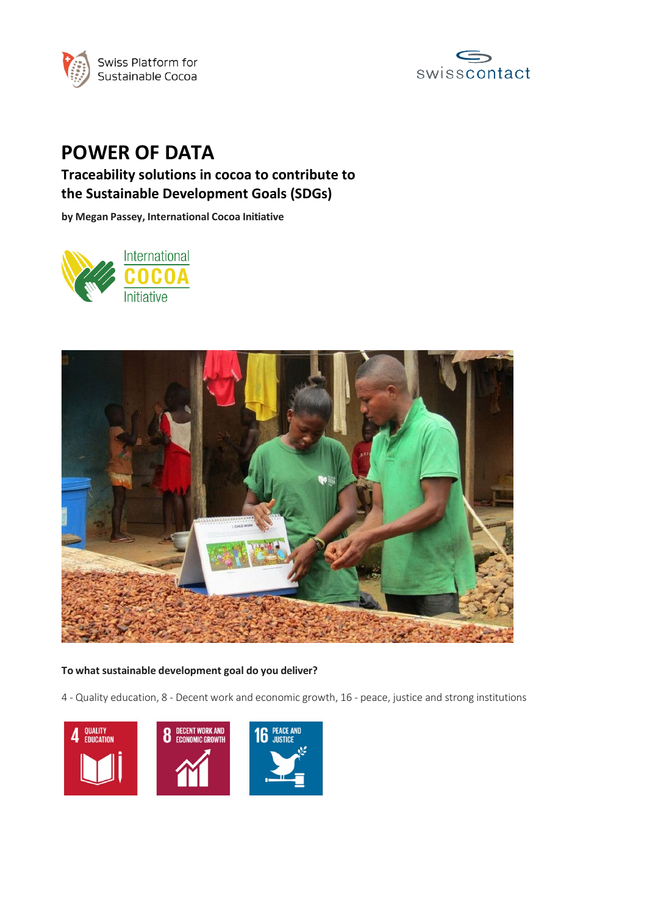Swiss Platform for Sustainable Cocoa

swisscontact

# POWER OF DATA

## Traceability solutions in cocoa to contribute to the Sustainable Development Goals (SDGs)

**by Megan Passey, International Cocoa Initiative**

International COCOA Initiative

**To what sustainable development goal do you deliver?**

4 - Quality education, 8 - Decent work and economic growth, 16 - peace, justice and strong institutions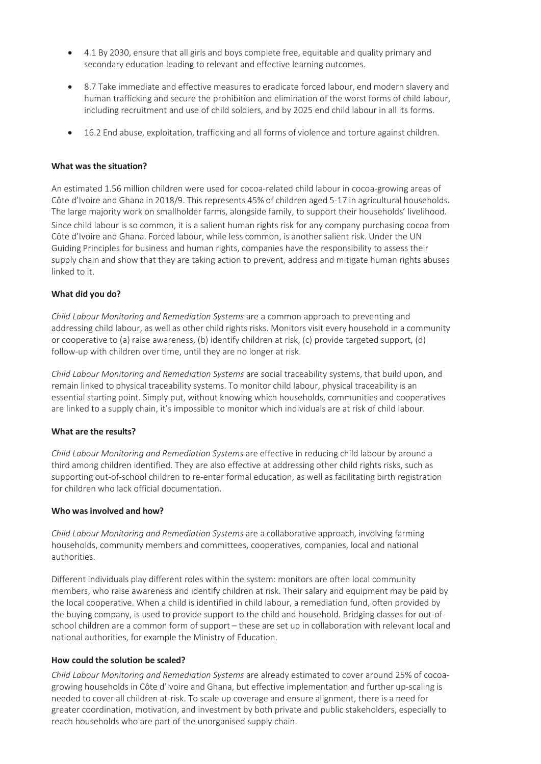- 4.1 By 2030, ensure that all girls and boys complete free, equitable and quality primary and secondary education leading to relevant and effective learning outcomes.
- 8.7 Take immediate and effective measures to eradicate forced labour, end modern slavery and human trafficking and secure the prohibition and elimination of the worst forms of child labour, including recruitment and use of child soldiers, and by 2025 end child labour in all its forms.
- 16.2 End abuse, exploitation, trafficking and all forms of violence and torture against children.

**What was the situation?**

An estimated 1.56 million children were used for cocoa-related child labour in cocoa-growing areas of Côte d'Ivoire and Ghana in 2018/9. This represents 45% of children aged 5-17 in agricultural households. The large majority work on smallholder farms, alongside family, to support their households' livelihood. Since child labour is so common, it is a salient human rights risk for any company purchasing cocoa from Côte d'Ivoire and Ghana. Forced labour, while less common, is another salient risk. Under the UN Guiding Principles for business and human rights, companies have the responsibility to assess their supply chain and show that they are taking action to prevent, address and mitigate human rights abuses linked to it.

**What did you do?**

*Child Labour Monitoring and Remediation Systems* are a common approach to preventing and addressing child labour, as well as other child rights risks. Monitors visit every household in a community or cooperative to (a) raise awareness, (b) identify children at risk, (c) provide targeted support, (d) follow-up with children over time, until they are no longer at risk.

*Child Labour Monitoring and Remediation Systems* are social traceability systems, that build upon, and remain linked to physical traceability systems. To monitor child labour, physical traceability is an essential starting point. Simply put, without knowing which households, communities and cooperatives are linked to a supply chain, it's impossible to monitor which individuals are at risk of child labour.

**What are the results?**

*Child Labour Monitoring and Remediation Systems* are effective in reducing child labour by around a third among children identified. They are also effective at addressing other child rights risks, such as supporting out-of-school children to re-enter formal education, as well as facilitating birth registration for children who lack official documentation.

**Who was involved and how?**

*Child Labour Monitoring and Remediation Systems* are a collaborative approach, involving farming households, community members and committees, cooperatives, companies, local and national authorities.

Different individuals play different roles within the system: monitors are often local community members, who raise awareness and identify children at risk. Their salary and equipment may be paid by the local cooperative. When a child is identified in child labour, a remediation fund, often provided by the buying company, is used to provide support to the child and household. Bridging classes for out-of-school children are a common form of support – these are set up in collaboration with relevant local and national authorities, for example the Ministry of Education.

**How could the solution be scaled?**

*Child Labour Monitoring and Remediation Systems* are already estimated to cover around 25% of cocoa-growing households in Côte d'Ivoire and Ghana, but effective implementation and further up-scaling is needed to cover all children at-risk. To scale up coverage and ensure alignment, there is a need for greater coordination, motivation, and investment by both private and public stakeholders, especially to reach households who are part of the unorganised supply chain.